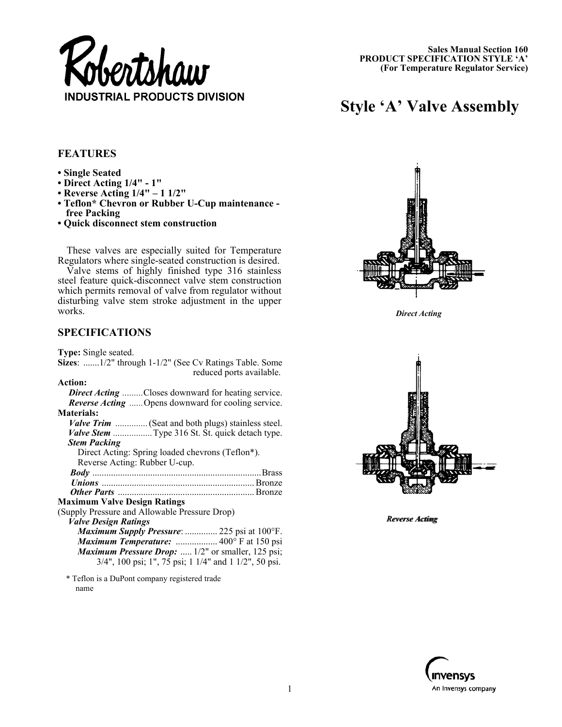**Robertshaw**
**INDUSTRIAL PRODUCTS DIVISION**

**Sales Manual Section 160**
**PRODUCT SPECIFICATION STYLE 'A'**
**(For Temperature Regulator Service)**

# Style 'A' Valve Assembly

## FEATURES

- **Single Seated**
- **Direct Acting 1/4" - 1"**
- **Reverse Acting 1/4" – 1 1/2"**
- **Teflon* Chevron or Rubber U-Cup maintenance - free Packing**
- **Quick disconnect stem construction**

These valves are especially suited for Temperature Regulators where single-seated construction is desired.

Valve stems of highly finished type 316 stainless steel feature quick-disconnect valve stem construction which permits removal of valve from regulator without disturbing valve stem stroke adjustment in the upper works.

*Direct Acting*

*Reverse Acting*

## SPECIFICATIONS

**Type:** Single seated.
**Sizes**: .......1/2" through 1-1/2" (See Cv Ratings Table. Some reduced ports available.
**Action:**
*Direct Acting* .........Closes downward for heating service.
*Reverse Acting* ......Opens downward for cooling service.
**Materials:**
*Valve Trim* ..............(Seat and both plugs) stainless steel.
*Valve Stem* .................Type 316 St. St. quick detach type.
*Stem Packing*
Direct Acting: Spring loaded chevrons (Teflon*).
Reverse Acting: Rubber U-cup.
*Body* ........................................................................Brass
*Unions* .................................................................Bronze
*Other Parts* ...........................................................Bronze
**Maximum Valve Design Ratings**
(Supply Pressure and Allowable Pressure Drop)
*Valve Design Ratings*
*Maximum Supply Pressure*: .............. 225 psi at 100°F.
*Maximum Temperature:* .................. 400° F at 150 psi
*Maximum Pressure Drop:* ..... 1/2" or smaller, 125 psi; 3/4", 100 psi; 1", 75 psi; 1 1/4" and 1 1/2", 50 psi.

\* Teflon is a DuPont company registered trade name

Invensys
An Invensys company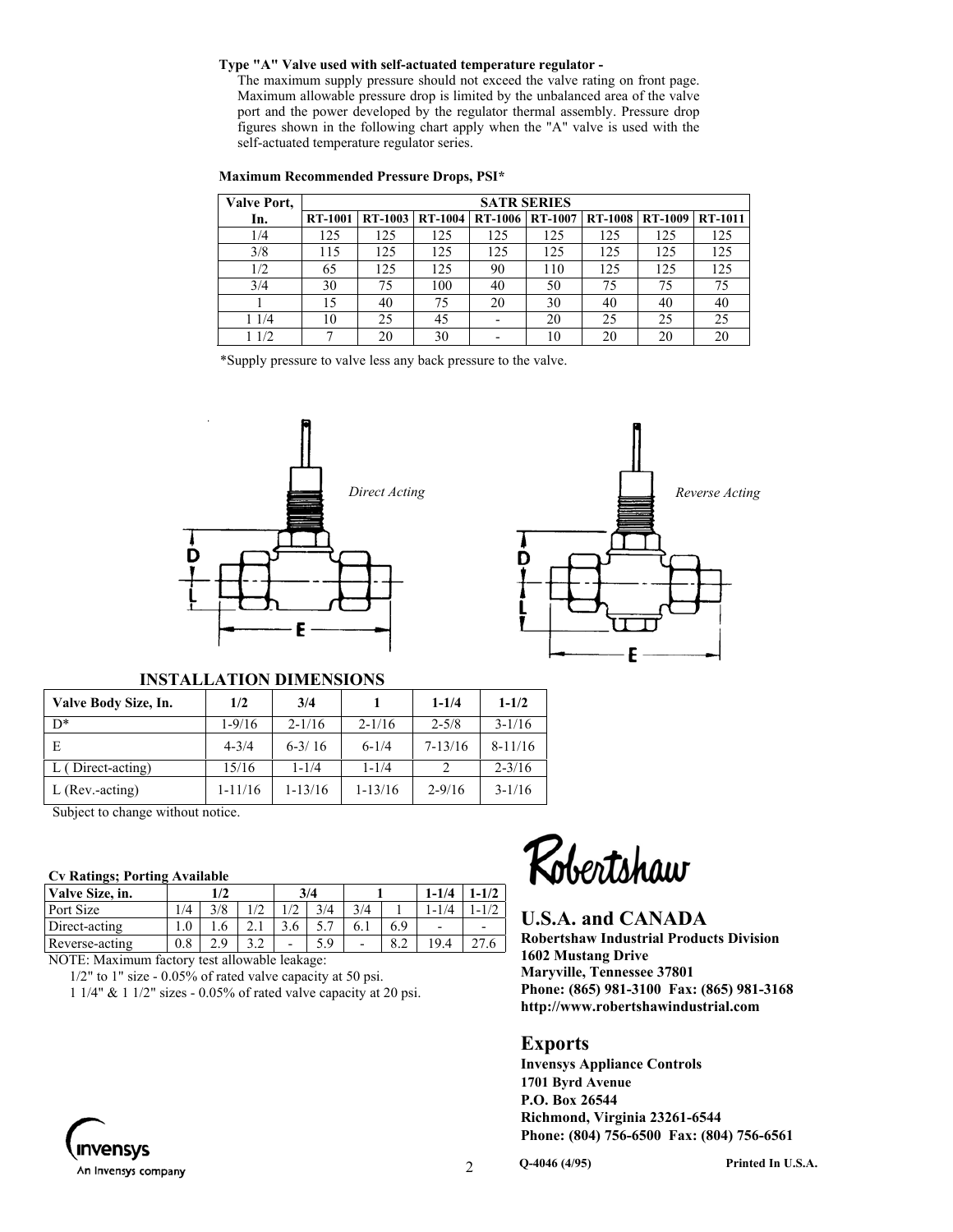**Type "A" Valve used with self-actuated temperature regulator -**

The maximum supply pressure should not exceed the valve rating on front page. Maximum allowable pressure drop is limited by the unbalanced area of the valve port and the power developed by the regulator thermal assembly. Pressure drop figures shown in the following chart apply when the "A" valve is used with the self-actuated temperature regulator series.

**Maximum Recommended Pressure Drops, PSI***

| Valve Port, In. | SATR SERIES | | | | | | | |
|---|---|---|---|---|---|---|---|---|
| | RT-1001 | RT-1003 | RT-1004 | RT-1006 | RT-1007 | RT-1008 | RT-1009 | RT-1011 |
| 1/4 | 125 | 125 | 125 | 125 | 125 | 125 | 125 | 125 |
| 3/8 | 115 | 125 | 125 | 125 | 125 | 125 | 125 | 125 |
| 1/2 | 65 | 125 | 125 | 90 | 110 | 125 | 125 | 125 |
| 3/4 | 30 | 75 | 100 | 40 | 50 | 75 | 75 | 75 |
| 1 | 15 | 40 | 75 | 20 | 30 | 40 | 40 | 40 |
| 1 1/4 | 10 | 25 | 45 | - | 20 | 25 | 25 | 25 |
| 1 1/2 | 7 | 20 | 30 | - | 10 | 20 | 20 | 20 |

*Supply pressure to valve less any back pressure to the valve.

*Direct Acting*

D
L
E

*Reverse Acting*

D
L
E

## INSTALLATION DIMENSIONS

| Valve Body Size, In. | 1/2 | 3/4 | 1 | 1-1/4 | 1-1/2 |
|---|---|---|---|---|---|
| D* | 1-9/16 | 2-1/16 | 2-1/16 | 2-5/8 | 3-1/16 |
| E | 4-3/4 | 6-3/ 16 | 6-1/4 | 7-13/16 | 8-11/16 |
| L ( Direct-acting) | 15/16 | 1-1/4 | 1-1/4 | 2 | 2-3/16 |
| L (Rev.-acting) | 1-11/16 | 1-13/16 | 1-13/16 | 2-9/16 | 3-1/16 |

Subject to change without notice.

**Cv Ratings; Porting Available**

| Valve Size, in. | 1/2 | | | 3/4 | | 1 | | 1-1/4 | 1-1/2 |
|---|---|---|---|---|---|---|---|---|---|
| Port Size | 1/4 | 3/8 | 1/2 | 1/2 | 3/4 | 3/4 | 1 | 1-1/4 | 1-1/2 |
| Direct-acting | 1.0 | 1.6 | 2.1 | 3.6 | 5.7 | 6.1 | 6.9 | - | - |
| Reverse-acting | 0.8 | 2.9 | 3.2 | - | 5.9 | - | 8.2 | 19.4 | 27.6 |

NOTE: Maximum factory test allowable leakage:

1/2" to 1" size - 0.05% of rated valve capacity at 50 psi.

1 1/4" & 1 1/2" sizes - 0.05% of rated valve capacity at 20 psi.

Robertshaw

## U.S.A. and CANADA

**Robertshaw Industrial Products Division**
**1602 Mustang Drive**
**Maryville, Tennessee 37801**
**Phone: (865) 981-3100 Fax: (865) 981-3168**
**http://www.robertshawindustrial.com**

## Exports

**Invensys Appliance Controls**
**1701 Byrd Avenue**
**P.O. Box 26544**
**Richmond, Virginia 23261-6544**
**Phone: (804) 756-6500 Fax: (804) 756-6561**

Invensys
An Invensys company

Q-4046 (4/95) Printed In U.S.A.